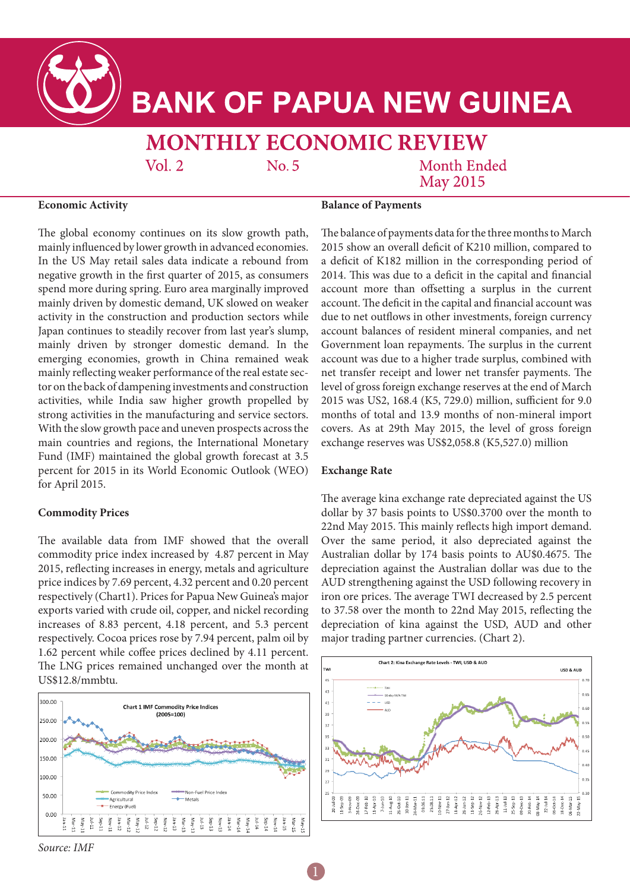# BANK OF PAPUA NEW GUINEA

## MONTHLY ECONOMIC REVIEW

Vol. 2 No. 5 Month Ended May 2015

### Economic Activity

The global economy continues on its slow growth path, mainly influenced by lower growth in advanced economies. In the US May retail sales data indicate a rebound from negative growth in the first quarter of 2015, as consumers spend more during spring. Euro area marginally improved mainly driven by domestic demand, UK slowed on weaker activity in the construction and production sectors while Japan continues to steadily recover from last year's slump, mainly driven by stronger domestic demand. In the emerging economies, growth in China remained weak mainly reflecting weaker performance of the real estate sector on the back of dampening investments and construction activities, while India saw higher growth propelled by strong activities in the manufacturing and service sectors. With the slow growth pace and uneven prospects across the main countries and regions, the International Monetary Fund (IMF) maintained the global growth forecast at 3.5 percent for 2015 in its World Economic Outlook (WEO) for April 2015.

### Commodity Prices

The available data from IMF showed that the overall commodity price index increased by 4.87 percent in May 2015, reflecting increases in energy, metals and agriculture price indices by 7.69 percent, 4.32 percent and 0.20 percent respectively (Chart1). Prices for Papua New Guinea's major exports varied with crude oil, copper, and nickel recording increases of 8.83 percent, 4.18 percent, and 5.3 percent respectively. Cocoa prices rose by 7.94 percent, palm oil by 1.62 percent while coffee prices declined by 4.11 percent. The LNG prices remained unchanged over the month at US$12.8/mmbtu.

Chart 1 IMF Commodity Price Indices (2005=100)

*Source: IMF*

### Balance of Payments

The balance of payments data for the three months to March 2015 show an overall deficit of K210 million, compared to a deficit of K182 million in the corresponding period of 2014. This was due to a deficit in the capital and financial account more than offsetting a surplus in the current account. The deficit in the capital and financial account was due to net outflows in other investments, foreign currency account balances of resident mineral companies, and net Government loan repayments. The surplus in the current account was due to a higher trade surplus, combined with net transfer receipt and lower net transfer payments. The level of gross foreign exchange reserves at the end of March 2015 was US2, 168.4 (K5, 729.0) million, sufficient for 9.0 months of total and 13.9 months of non-mineral import covers. As at 29th May 2015, the level of gross foreign exchange reserves was US$2,058.8 (K5,527.0) million

### Exchange Rate

The average kina exchange rate depreciated against the US dollar by 37 basis points to US$0.3700 over the month to 22nd May 2015. This mainly reflects high import demand. Over the same period, it also depreciated against the Australian dollar by 174 basis points to AU$0.4675. The depreciation against the Australian dollar was due to the AUD strengthening against the USD following recovery in iron ore prices. The average TWI decreased by 2.5 percent to 37.58 over the month to 22nd May 2015, reflecting the depreciation of kina against the USD, AUD and other major trading partner currencies. (Chart 2).

Chart 2: Kina Exchange Rate Levels - TWI, USD & AUD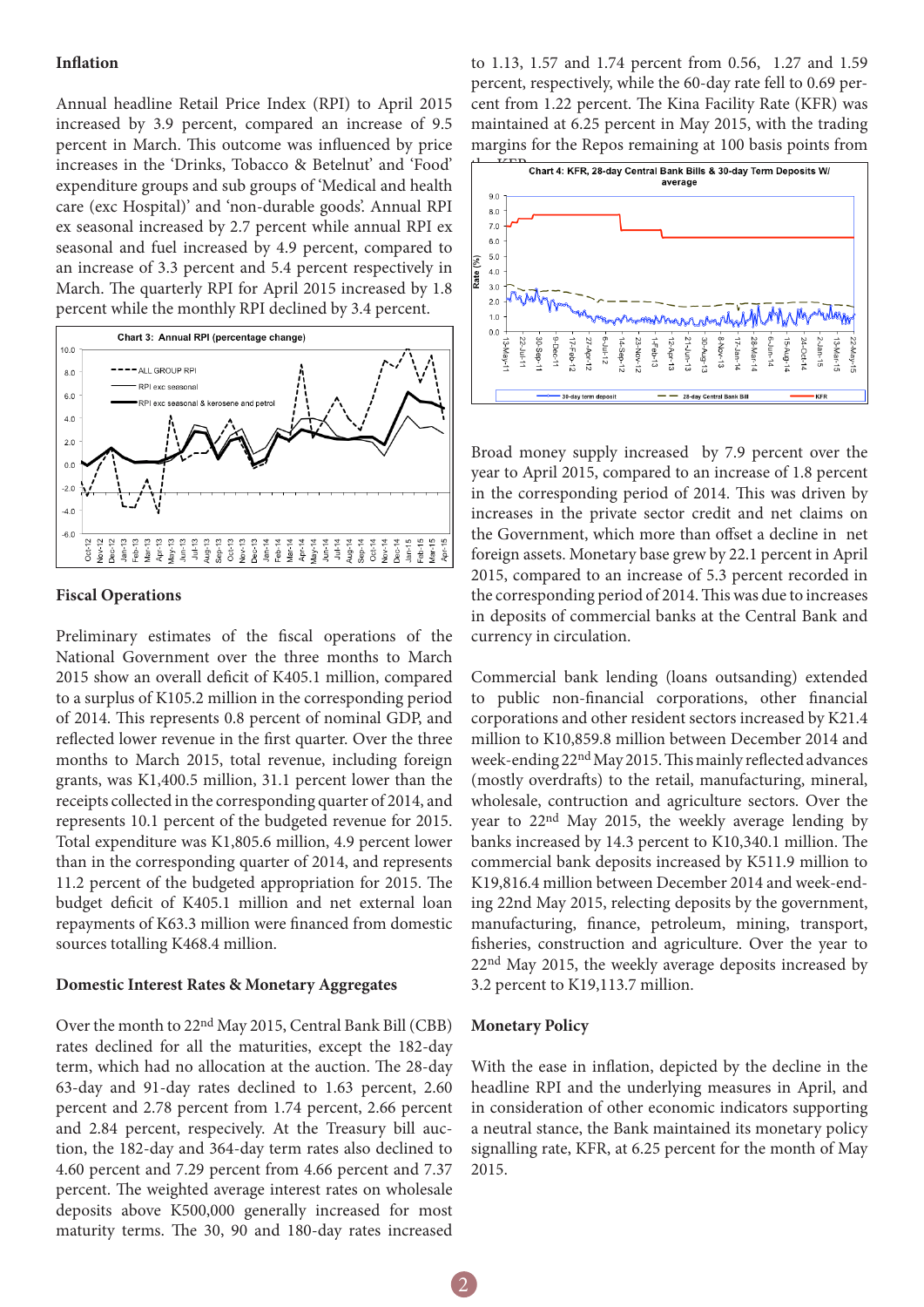## Inflation

Annual headline Retail Price Index (RPI) to April 2015 increased by 3.9 percent, compared an increase of 9.5 percent in March. This outcome was influenced by price increases in the 'Drinks, Tobacco & Betelnut' and 'Food' expenditure groups and sub groups of 'Medical and health care (exc Hospital)' and 'non-durable goods'. Annual RPI ex seasonal increased by 2.7 percent while annual RPI ex seasonal and fuel increased by 4.9 percent, compared to an increase of 3.3 percent and 5.4 percent respectively in March. The quarterly RPI for April 2015 increased by 1.8 percent while the monthly RPI declined by 3.4 percent.

Chart 3: Annual RPI (percentage change)

## Fiscal Operations

Preliminary estimates of the fiscal operations of the National Government over the three months to March 2015 show an overall deficit of K405.1 million, compared to a surplus of K105.2 million in the corresponding period of 2014. This represents 0.8 percent of nominal GDP, and reflected lower revenue in the first quarter. Over the three months to March 2015, total revenue, including foreign grants, was K1,400.5 million, 31.1 percent lower than the receipts collected in the corresponding quarter of 2014, and represents 10.1 percent of the budgeted revenue for 2015. Total expenditure was K1,805.6 million, 4.9 percent lower than in the corresponding quarter of 2014, and represents 11.2 percent of the budgeted appropriation for 2015. The budget deficit of K405.1 million and net external loan repayments of K63.3 million were financed from domestic sources totalling K468.4 million.

## Domestic Interest Rates & Monetary Aggregates

Over the month to 22nd May 2015, Central Bank Bill (CBB) rates declined for all the maturities, except the 182-day term, which had no allocation at the auction. The 28-day 63-day and 91-day rates declined to 1.63 percent, 2.60 percent and 2.78 percent from 1.74 percent, 2.66 percent and 2.84 percent, respecively. At the Treasury bill auction, the 182-day and 364-day term rates also declined to 4.60 percent and 7.29 percent from 4.66 percent and 7.37 percent. The weighted average interest rates on wholesale deposits above K500,000 generally increased for most maturity terms. The 30, 90 and 180-day rates increased to 1.13, 1.57 and 1.74 percent from 0.56, 1.27 and 1.59 percent, respectively, while the 60-day rate fell to 0.69 percent from 1.22 percent. The Kina Facility Rate (KFR) was maintained at 6.25 percent in May 2015, with the trading margins for the Repos remaining at 100 basis points from the KFR.

Chart 4: KFR, 28-day Central Bank Bills & 30-day Term Deposits W/ average

Broad money supply increased by 7.9 percent over the year to April 2015, compared to an increase of 1.8 percent in the corresponding period of 2014. This was driven by increases in the private sector credit and net claims on the Government, which more than offset a decline in net foreign assets. Monetary base grew by 22.1 percent in April 2015, compared to an increase of 5.3 percent recorded in the corresponding period of 2014. This was due to increases in deposits of commercial banks at the Central Bank and currency in circulation.

Commercial bank lending (loans outsanding) extended to public non-financial corporations, other financial corporations and other resident sectors increased by K21.4 million to K10,859.8 million between December 2014 and week-ending 22nd May 2015. This mainly reflected advances (mostly overdrafts) to the retail, manufacturing, mineral, wholesale, contruction and agriculture sectors. Over the year to 22nd May 2015, the weekly average lending by banks increased by 14.3 percent to K10,340.1 million. The commercial bank deposits increased by K511.9 million to K19,816.4 million between December 2014 and week-ending 22nd May 2015, relecting deposits by the government, manufacturing, finance, petroleum, mining, transport, fisheries, construction and agriculture. Over the year to 22nd May 2015, the weekly average deposits increased by 3.2 percent to K19,113.7 million.

## Monetary Policy

With the ease in inflation, depicted by the decline in the headline RPI and the underlying measures in April, and in consideration of other economic indicators supporting a neutral stance, the Bank maintained its monetary policy signalling rate, KFR, at 6.25 percent for the month of May 2015.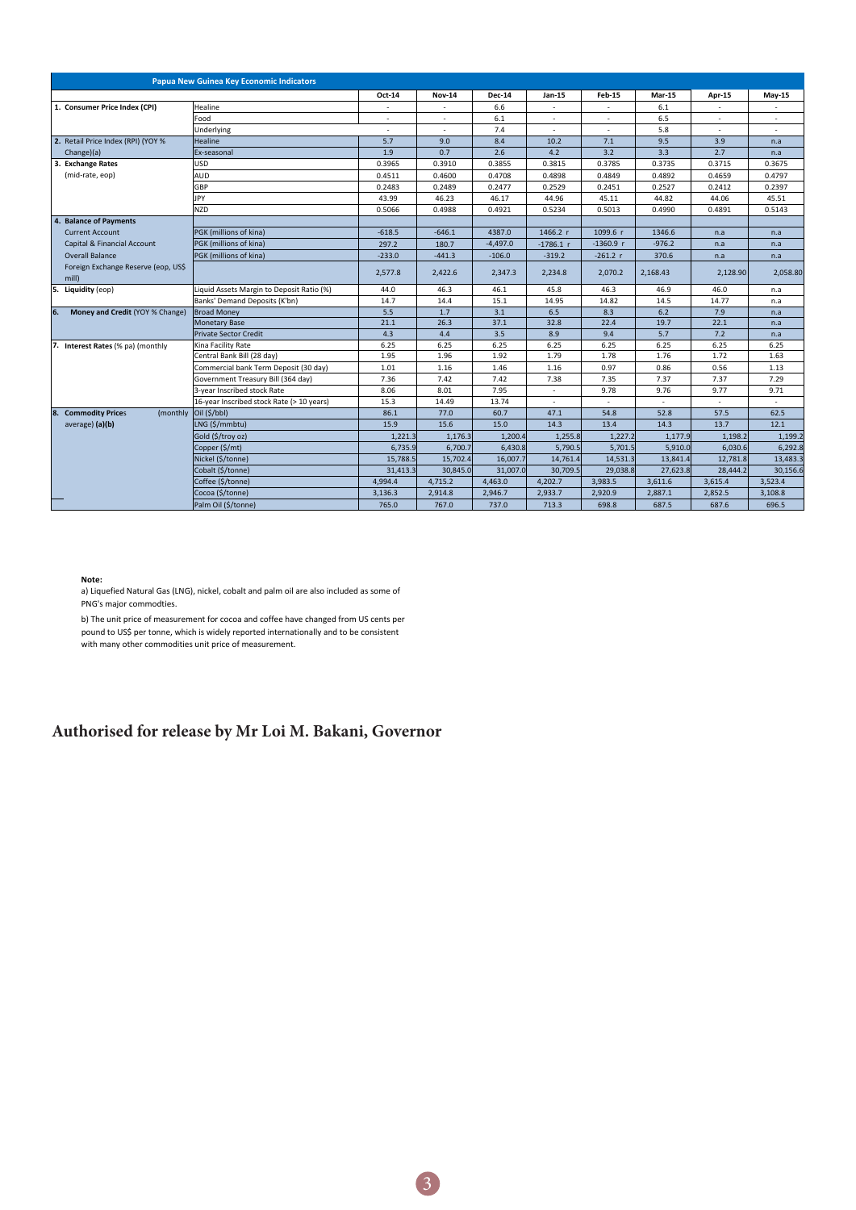| Papua New Guinea Key Economic Indicators | | Oct-14 | Nov-14 | Dec-14 | Jan-15 | Feb-15 | Mar-15 | Apr-15 | May-15 |
|---|---|---|---|---|---|---|---|---|---|
| **1. Consumer Price Index (CPI)** | Healine | - | - | 6.6 | - | - | 6.1 | - | - |
| | Food | - | - | 6.1 | - | - | 6.5 | - | - |
| | Underlying | - | - | 7.4 | - | - | 5.8 | - | - |
| **2.** Retail Price Index (RPI) (YOY % Change)(a) | Healine | 5.7 | 9.0 | 8.4 | 10.2 | 7.1 | 9.5 | 3.9 | n.a |
| | Ex-seasonal | 1.9 | 0.7 | 2.6 | 4.2 | 3.2 | 3.3 | 2.7 | n.a |
| **3. Exchange Rates** (mid-rate, eop) | USD | 0.3965 | 0.3910 | 0.3855 | 0.3815 | 0.3785 | 0.3735 | 0.3715 | 0.3675 |
| | AUD | 0.4511 | 0.4600 | 0.4708 | 0.4898 | 0.4849 | 0.4892 | 0.4659 | 0.4797 |
| | GBP | 0.2483 | 0.2489 | 0.2477 | 0.2529 | 0.2451 | 0.2527 | 0.2412 | 0.2397 |
| | JPY | 43.99 | 46.23 | 46.17 | 44.96 | 45.11 | 44.82 | 44.06 | 45.51 |
| | NZD | 0.5066 | 0.4988 | 0.4921 | 0.5234 | 0.5013 | 0.4990 | 0.4891 | 0.5143 |
| **4. Balance of Payments** | | | | | | | | | |
| Current Account | PGK (millions of kina) | -618.5 | -646.1 | 4387.0 | 1466.2 r | 1099.6 r | 1346.6 | n.a | n.a |
| Capital & Financial Account | PGK (millions of kina) | 297.2 | 180.7 | -4,497.0 | -1786.1 r | -1360.9 r | -976.2 | n.a | n.a |
| Overall Balance | PGK (millions of kina) | -233.0 | -441.3 | -106.0 | -319.2 | -261.2 r | 370.6 | n.a | n.a |
| Foreign Exchange Reserve (eop, US$ mill) | | 2,577.8 | 2,422.6 | 2,347.3 | 2,234.8 | 2,070.2 | 2,168.43 | 2,128.90 | 2,058.80 |
| **5. Liquidity** (eop) | Liquid Assets Margin to Deposit Ratio (%) | 44.0 | 46.3 | 46.1 | 45.8 | 46.3 | 46.9 | 46.0 | n.a |
| | Banks' Demand Deposits (K'bn) | 14.7 | 14.4 | 15.1 | 14.95 | 14.82 | 14.5 | 14.77 | n.a |
| **6. Money and Credit** (YOY % Change) | Broad Money | 5.5 | 1.7 | 3.1 | 6.5 | 8.3 | 6.2 | 7.9 | n.a |
| | Monetary Base | 21.1 | 26.3 | 37.1 | 32.8 | 22.4 | 19.7 | 22.1 | n.a |
| | Private Sector Credit | 4.3 | 4.4 | 3.5 | 8.9 | 9.4 | 5.7 | 7.2 | n.a |
| **7. Interest Rates** (% pa) (monthly | Kina Facility Rate | 6.25 | 6.25 | 6.25 | 6.25 | 6.25 | 6.25 | 6.25 | 6.25 |
| | Central Bank Bill (28 day) | 1.95 | 1.96 | 1.92 | 1.79 | 1.78 | 1.76 | 1.72 | 1.63 |
| | Commercial bank Term Deposit (30 day) | 1.01 | 1.16 | 1.46 | 1.16 | 0.97 | 0.86 | 0.56 | 1.13 |
| | Government Treasury Bill (364 day) | 7.36 | 7.42 | 7.42 | 7.38 | 7.35 | 7.37 | 7.37 | 7.29 |
| | 3-year Inscribed stock Rate | 8.06 | 8.01 | 7.95 | - | 9.78 | 9.76 | 9.77 | 9.71 |
| | 16-year Inscribed stock Rate (> 10 years) | 15.3 | 14.49 | 13.74 | - | - | - | - | - |
| **8. Commodity Prices** (monthly average) **(a)(b)** | Oil ($/bbl) | 86.1 | 77.0 | 60.7 | 47.1 | 54.8 | 52.8 | 57.5 | 62.5 |
| | LNG ($/mmbtu) | 15.9 | 15.6 | 15.0 | 14.3 | 13.4 | 14.3 | 13.7 | 12.1 |
| | Gold ($/troy oz) | 1,221.3 | 1,176.3 | 1,200.4 | 1,255.8 | 1,227.2 | 1,177.9 | 1,198.2 | 1,199.2 |
| | Copper ($/mt) | 6,735.9 | 6,700.7 | 6,430.8 | 5,790.5 | 5,701.5 | 5,910.0 | 6,030.6 | 6,292.8 |
| | Nickel ($/tonne) | 15,788.5 | 15,702.4 | 16,007.7 | 14,761.4 | 14,531.3 | 13,841.4 | 12,781.8 | 13,483.3 |
| | Cobalt ($/tonne) | 31,413.3 | 30,845.0 | 31,007.0 | 30,709.5 | 29,038.8 | 27,623.8 | 28,444.2 | 30,156.6 |
| | Coffee ($/tonne) | 4,994.4 | 4,715.2 | 4,463.0 | 4,202.7 | 3,983.5 | 3,611.6 | 3,615.4 | 3,523.4 |
| | Cocoa ($/tonne) | 3,136.3 | 2,914.8 | 2,946.7 | 2,933.7 | 2,920.9 | 2,887.1 | 2,852.5 | 3,108.8 |
| | Palm Oil ($/tonne) | 765.0 | 767.0 | 737.0 | 713.3 | 698.8 | 687.5 | 687.6 | 696.5 |

**Note:**

a) Liquefied Natural Gas (LNG), nickel, cobalt and palm oil are also included as some of PNG's major commodties.

b) The unit price of measurement for cocoa and coffee have changed from US cents per pound to US$ per tonne, which is widely reported internationally and to be consistent with many other commodities unit price of measurement.

# Authorised for release by Mr Loi M. Bakani, Governor